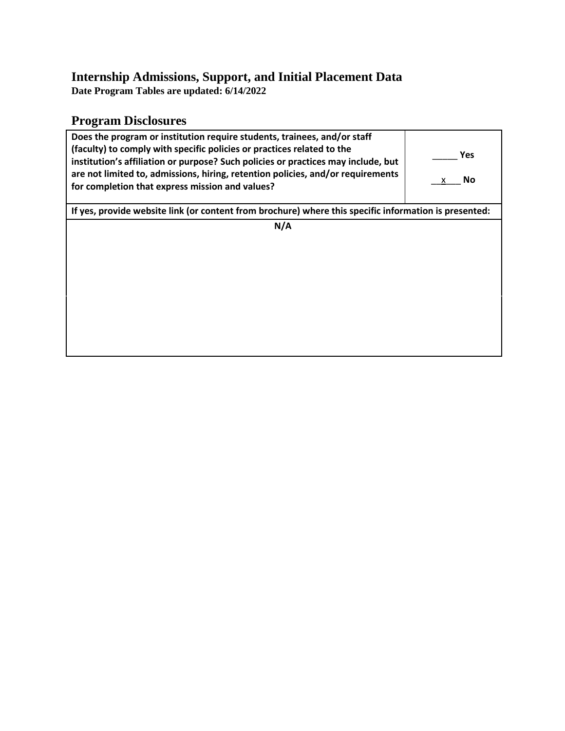# Internship Admissions, Support, and Initial Placement Data

**Date Program Tables are updated: 6/14/2022**

## Program Disclosures

| **Does the program or institution require students, trainees, and/or staff (faculty) to comply with specific policies or practices related to the institution's affiliation or purpose? Such policies or practices may include, but are not limited to, admissions, hiring, retention policies, and/or requirements for completion that express mission and values?** | _____ **Yes**<br><br>__x___ **No** |
|---|---|
| **If yes, provide website link (or content from brochure) where this specific information is presented:** | |
| **N/A** | |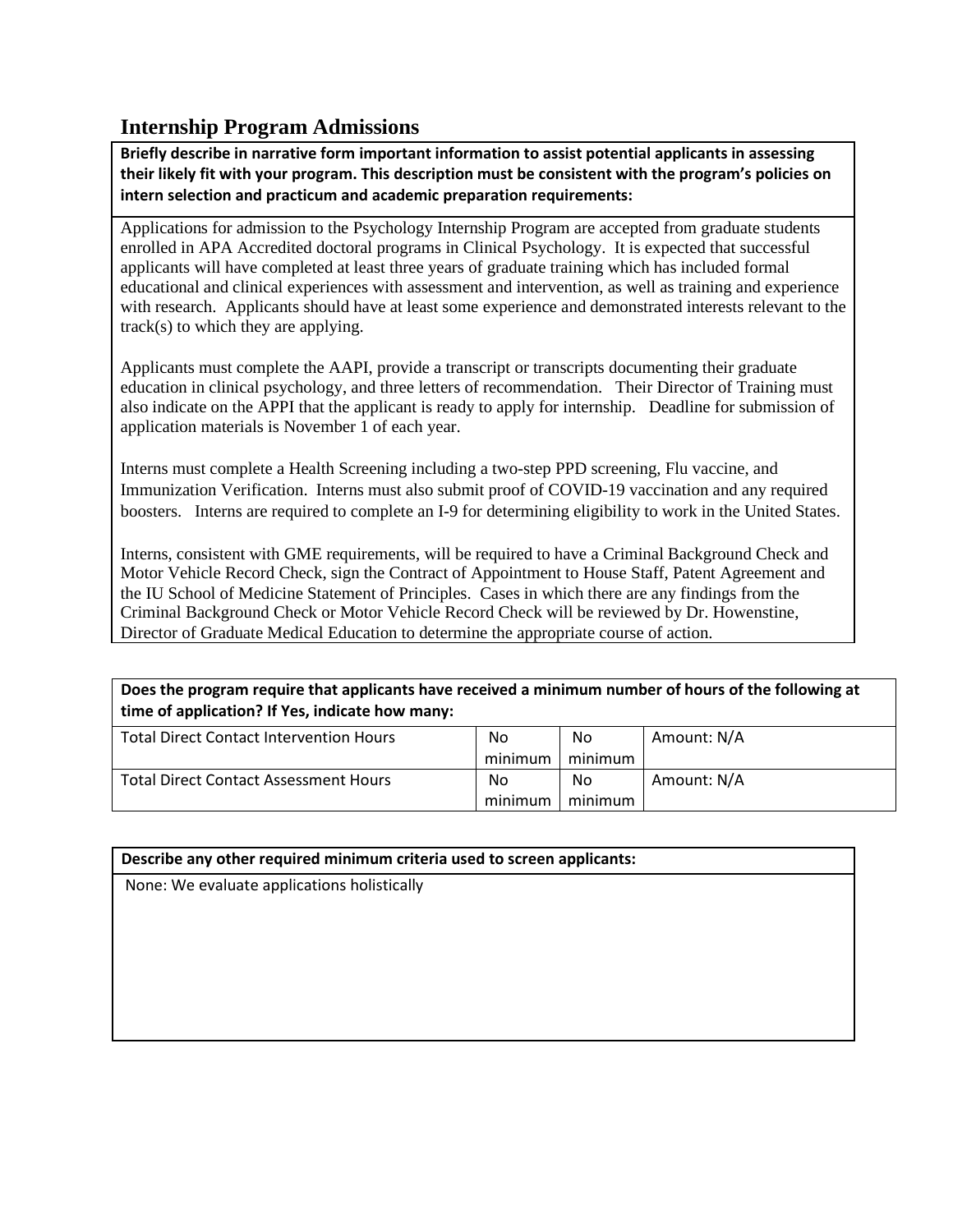## Internship Program Admissions

| **Briefly describe in narrative form important information to assist potential applicants in assessing their likely fit with your program. This description must be consistent with the program's policies on intern selection and practicum and academic preparation requirements:** |
|---|
| Applications for admission to the Psychology Internship Program are accepted from graduate students enrolled in APA Accredited doctoral programs in Clinical Psychology. It is expected that successful applicants will have completed at least three years of graduate training which has included formal educational and clinical experiences with assessment and intervention, as well as training and experience with research. Applicants should have at least some experience and demonstrated interests relevant to the track(s) to which they are applying.<br><br>Applicants must complete the AAPI, provide a transcript or transcripts documenting their graduate education in clinical psychology, and three letters of recommendation. Their Director of Training must also indicate on the APPI that the applicant is ready to apply for internship. Deadline for submission of application materials is November 1 of each year.<br><br>Interns must complete a Health Screening including a two-step PPD screening, Flu vaccine, and Immunization Verification. Interns must also submit proof of COVID-19 vaccination and any required boosters. Interns are required to complete an I-9 for determining eligibility to work in the United States.<br><br>Interns, consistent with GME requirements, will be required to have a Criminal Background Check and Motor Vehicle Record Check, sign the Contract of Appointment to House Staff, Patent Agreement and the IU School of Medicine Statement of Principles. Cases in which there are any findings from the Criminal Background Check or Motor Vehicle Record Check will be reviewed by Dr. Howenstine, Director of Graduate Medical Education to determine the appropriate course of action. |

| **Does the program require that applicants have received a minimum number of hours of the following at time of application? If Yes, indicate how many:** | | | |
|---|---|---|---|
| Total Direct Contact Intervention Hours | No minimum | No minimum | Amount: N/A |
| Total Direct Contact Assessment Hours | No minimum | No minimum | Amount: N/A |

| **Describe any other required minimum criteria used to screen applicants:** |
|---|
| None: We evaluate applications holistically |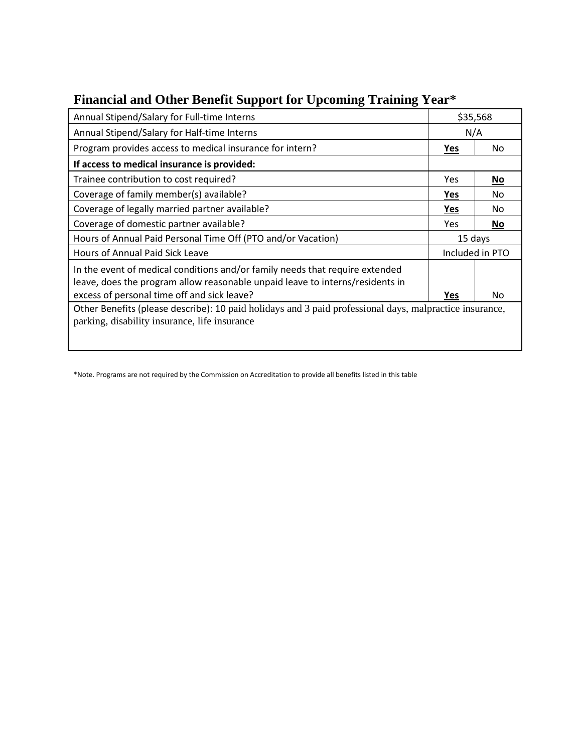## Financial and Other Benefit Support for Upcoming Training Year*

| | | |
|---|---|---|
| Annual Stipend/Salary for Full-time Interns | $35,568 | |
| Annual Stipend/Salary for Half-time Interns | N/A | |
| Program provides access to medical insurance for intern? | **Yes** | No |
| **If access to medical insurance is provided:** | | |
| Trainee contribution to cost required? | Yes | **No** |
| Coverage of family member(s) available? | **Yes** | No |
| Coverage of legally married partner available? | **Yes** | No |
| Coverage of domestic partner available? | Yes | **No** |
| Hours of Annual Paid Personal Time Off (PTO and/or Vacation) | 15 days | |
| Hours of Annual Paid Sick Leave | Included in PTO | |
| In the event of medical conditions and/or family needs that require extended leave, does the program allow reasonable unpaid leave to interns/residents in excess of personal time off and sick leave? | **Yes** | No |
| Other Benefits (please describe): 10 paid holidays and 3 paid professional days, malpractice insurance, parking, disability insurance, life insurance | | |

*Note. Programs are not required by the Commission on Accreditation to provide all benefits listed in this table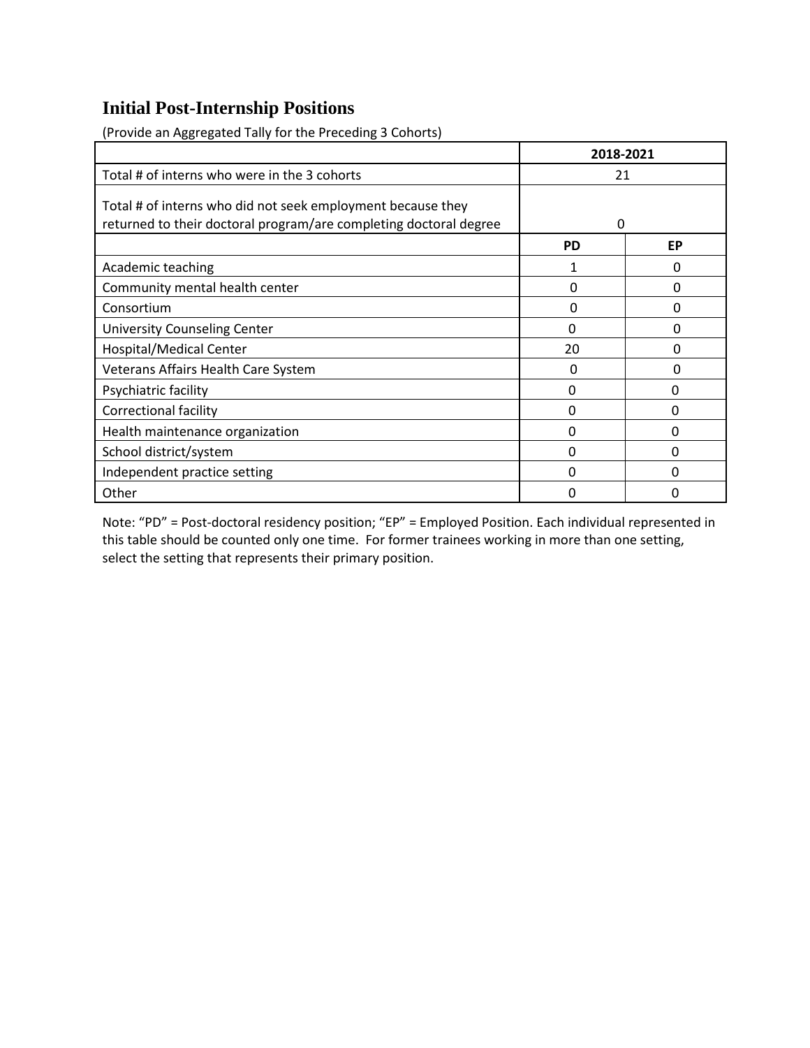## Initial Post-Internship Positions

(Provide an Aggregated Tally for the Preceding 3 Cohorts)

| | 2018-2021 | |
|---|---|---|
| Total # of interns who were in the 3 cohorts | 21 | |
| Total # of interns who did not seek employment because they returned to their doctoral program/are completing doctoral degree | 0 | |
| | **PD** | **EP** |
| Academic teaching | 1 | 0 |
| Community mental health center | 0 | 0 |
| Consortium | 0 | 0 |
| University Counseling Center | 0 | 0 |
| Hospital/Medical Center | 20 | 0 |
| Veterans Affairs Health Care System | 0 | 0 |
| Psychiatric facility | 0 | 0 |
| Correctional facility | 0 | 0 |
| Health maintenance organization | 0 | 0 |
| School district/system | 0 | 0 |
| Independent practice setting | 0 | 0 |
| Other | 0 | 0 |

Note: "PD" = Post-doctoral residency position; "EP" = Employed Position. Each individual represented in this table should be counted only one time. For former trainees working in more than one setting, select the setting that represents their primary position.